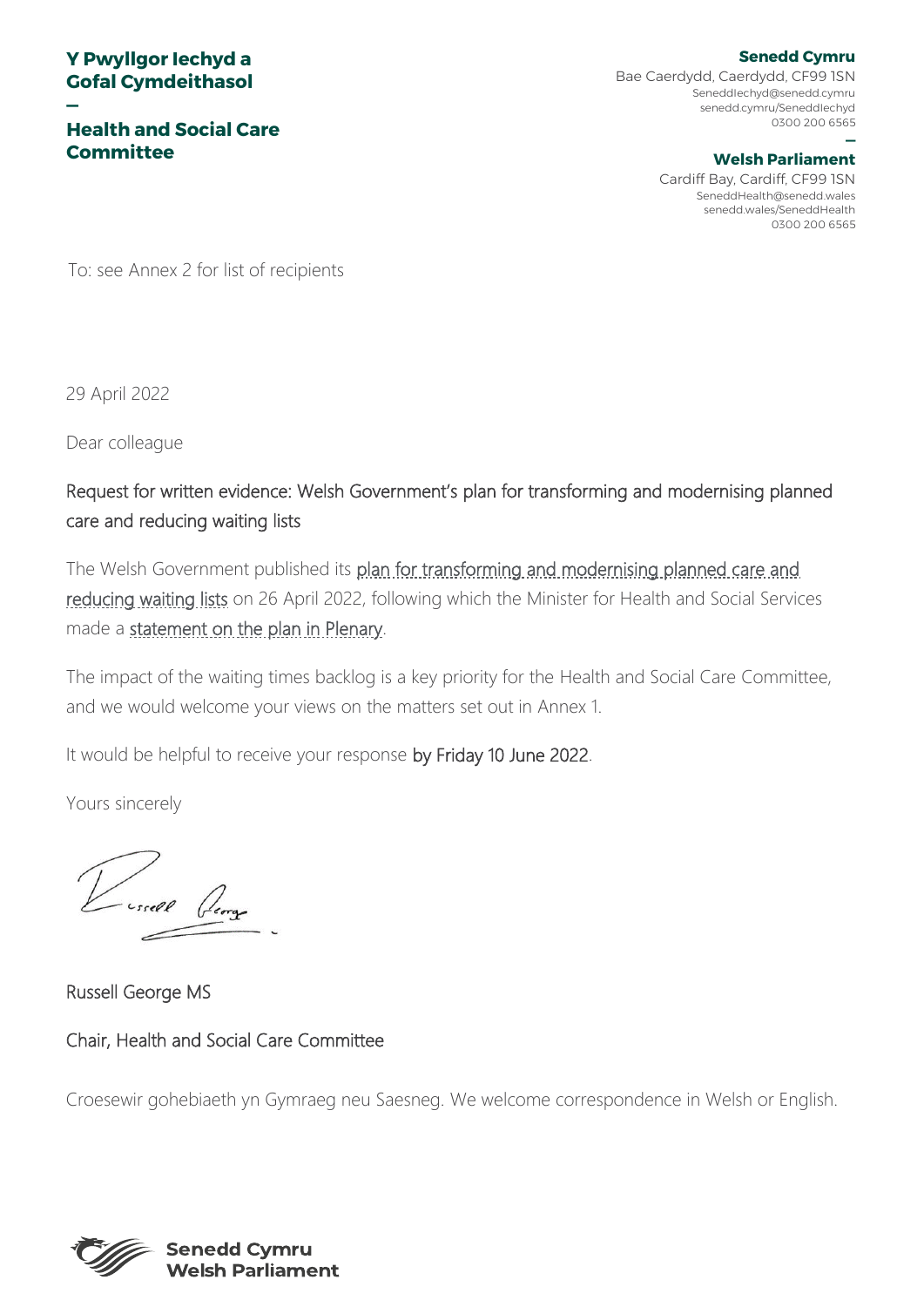**Y Pwyllgor Iechyd a Gofal Cymdeithasol**

—

**Health and Social Care Committee**

**Senedd Cymru**
Bae Caerdydd, Caerdydd, CF99 1SN
SeneddIechyd@senedd.cymru
senedd.cymru/SeneddIechyd
0300 200 6565

—

**Welsh Parliament**
Cardiff Bay, Cardiff, CF99 1SN
SeneddHealth@senedd.wales
senedd.wales/SeneddHealth
0300 200 6565

To: see Annex 2 for list of recipients

29 April 2022

Dear colleague

Request for written evidence: Welsh Government's plan for transforming and modernising planned care and reducing waiting lists

The Welsh Government published its plan for transforming and modernising planned care and reducing waiting lists on 26 April 2022, following which the Minister for Health and Social Services made a statement on the plan in Plenary.

The impact of the waiting times backlog is a key priority for the Health and Social Care Committee, and we would welcome your views on the matters set out in Annex 1.

It would be helpful to receive your response by Friday 10 June 2022.

Yours sincerely

Russell George MS

Chair, Health and Social Care Committee

Croesewir gohebiaeth yn Gymraeg neu Saesneg. We welcome correspondence in Welsh or English.

**Senedd Cymru**
**Welsh Parliament**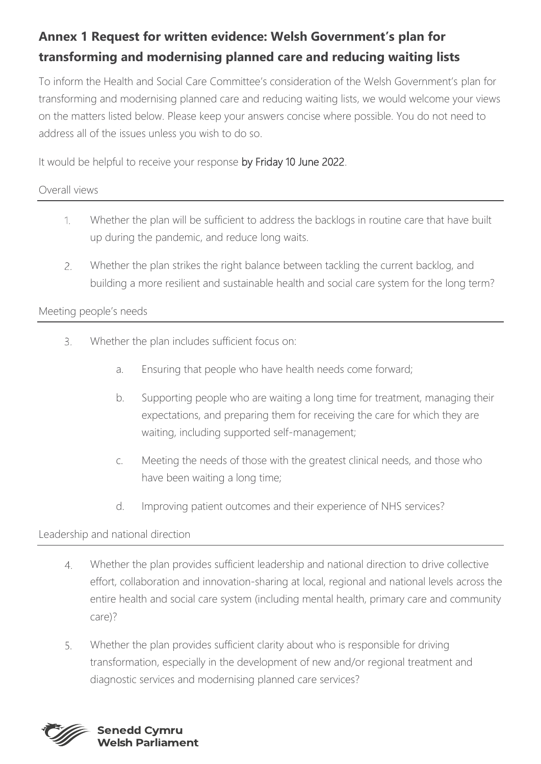## Annex 1 Request for written evidence: Welsh Government's plan for transforming and modernising planned care and reducing waiting lists

To inform the Health and Social Care Committee's consideration of the Welsh Government's plan for transforming and modernising planned care and reducing waiting lists, we would welcome your views on the matters listed below. Please keep your answers concise where possible. You do not need to address all of the issues unless you wish to do so.

It would be helpful to receive your response **by Friday 10 June 2022**.

### Overall views

1. Whether the plan will be sufficient to address the backlogs in routine care that have built up during the pandemic, and reduce long waits.
2. Whether the plan strikes the right balance between tackling the current backlog, and building a more resilient and sustainable health and social care system for the long term?

### Meeting people's needs

3. Whether the plan includes sufficient focus on:
    a. Ensuring that people who have health needs come forward;
    b. Supporting people who are waiting a long time for treatment, managing their expectations, and preparing them for receiving the care for which they are waiting, including supported self-management;
    c. Meeting the needs of those with the greatest clinical needs, and those who have been waiting a long time;
    d. Improving patient outcomes and their experience of NHS services?

### Leadership and national direction

4. Whether the plan provides sufficient leadership and national direction to drive collective effort, collaboration and innovation-sharing at local, regional and national levels across the entire health and social care system (including mental health, primary care and community care)?
5. Whether the plan provides sufficient clarity about who is responsible for driving transformation, especially in the development of new and/or regional treatment and diagnostic services and modernising planned care services?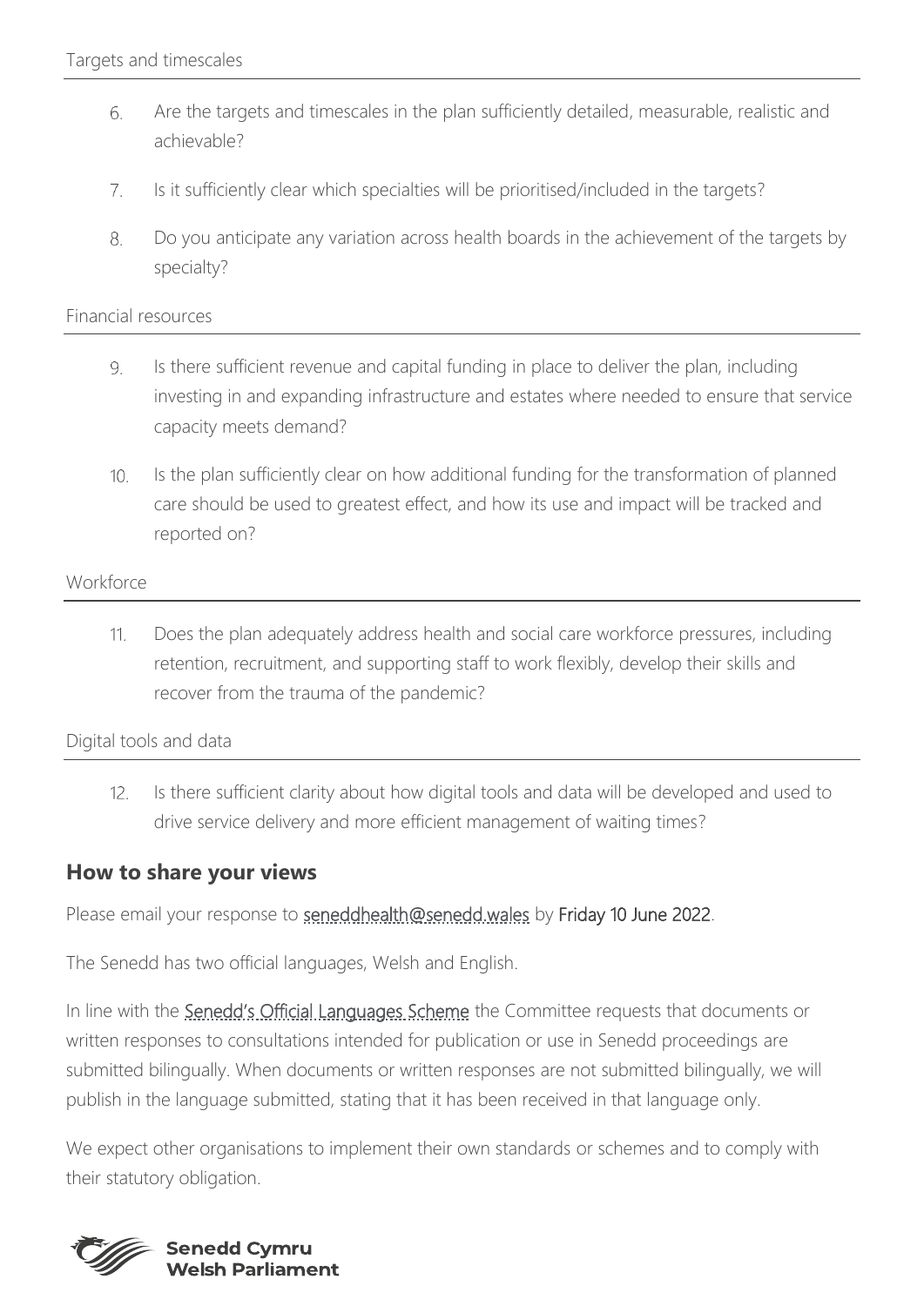### Targets and timescales

6. Are the targets and timescales in the plan sufficiently detailed, measurable, realistic and achievable?
7. Is it sufficiently clear which specialties will be prioritised/included in the targets?
8. Do you anticipate any variation across health boards in the achievement of the targets by specialty?

### Financial resources

9. Is there sufficient revenue and capital funding in place to deliver the plan, including investing in and expanding infrastructure and estates where needed to ensure that service capacity meets demand?
10. Is the plan sufficiently clear on how additional funding for the transformation of planned care should be used to greatest effect, and how its use and impact will be tracked and reported on?

### Workforce

11. Does the plan adequately address health and social care workforce pressures, including retention, recruitment, and supporting staff to work flexibly, develop their skills and recover from the trauma of the pandemic?

### Digital tools and data

12. Is there sufficient clarity about how digital tools and data will be developed and used to drive service delivery and more efficient management of waiting times?

## How to share your views

Please email your response to seneddhealth@senedd.wales by **Friday 10 June 2022**.

The Senedd has two official languages, Welsh and English.

In line with the Senedd's Official Languages Scheme the Committee requests that documents or written responses to consultations intended for publication or use in Senedd proceedings are submitted bilingually. When documents or written responses are not submitted bilingually, we will publish in the language submitted, stating that it has been received in that language only.

We expect other organisations to implement their own standards or schemes and to comply with their statutory obligation.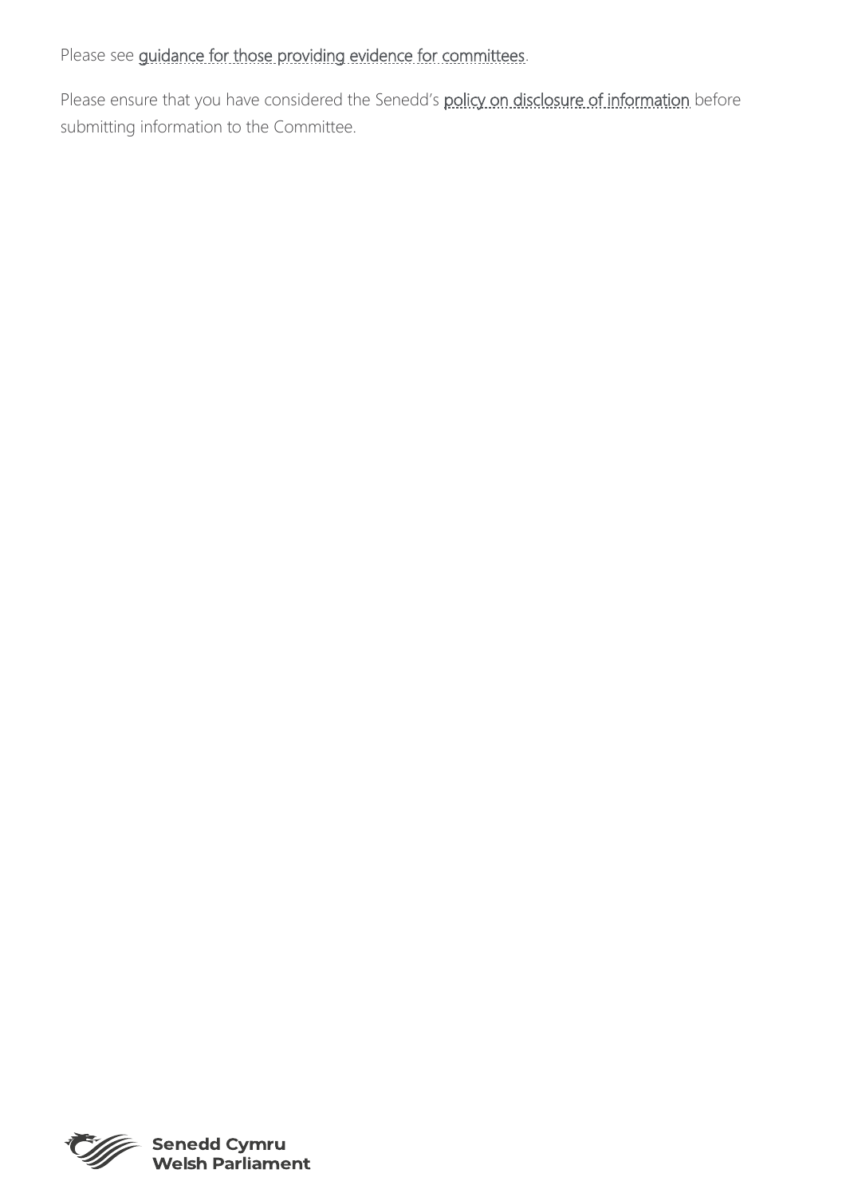Please see guidance for those providing evidence for committees.

Please ensure that you have considered the Senedd's policy on disclosure of information before submitting information to the Committee.

**Senedd Cymru**
**Welsh Parliament**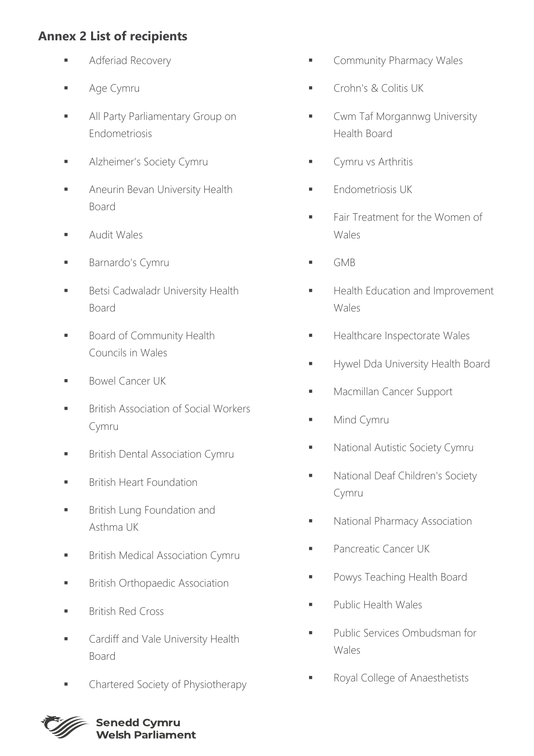## Annex 2 List of recipients

- Adferiad Recovery
- Age Cymru
- All Party Parliamentary Group on Endometriosis
- Alzheimer's Society Cymru
- Aneurin Bevan University Health Board
- Audit Wales
- Barnardo's Cymru
- Betsi Cadwaladr University Health Board
- Board of Community Health Councils in Wales
- Bowel Cancer UK
- British Association of Social Workers Cymru
- British Dental Association Cymru
- British Heart Foundation
- British Lung Foundation and Asthma UK
- British Medical Association Cymru
- British Orthopaedic Association
- British Red Cross
- Cardiff and Vale University Health Board
- Chartered Society of Physiotherapy
- Community Pharmacy Wales
- Crohn's & Colitis UK
- Cwm Taf Morgannwg University Health Board
- Cymru vs Arthritis
- Endometriosis UK
- Fair Treatment for the Women of Wales
- GMB
- Health Education and Improvement Wales
- Healthcare Inspectorate Wales
- Hywel Dda University Health Board
- Macmillan Cancer Support
- Mind Cymru
- National Autistic Society Cymru
- National Deaf Children's Society Cymru
- National Pharmacy Association
- Pancreatic Cancer UK
- Powys Teaching Health Board
- Public Health Wales
- Public Services Ombudsman for Wales
- Royal College of Anaesthetists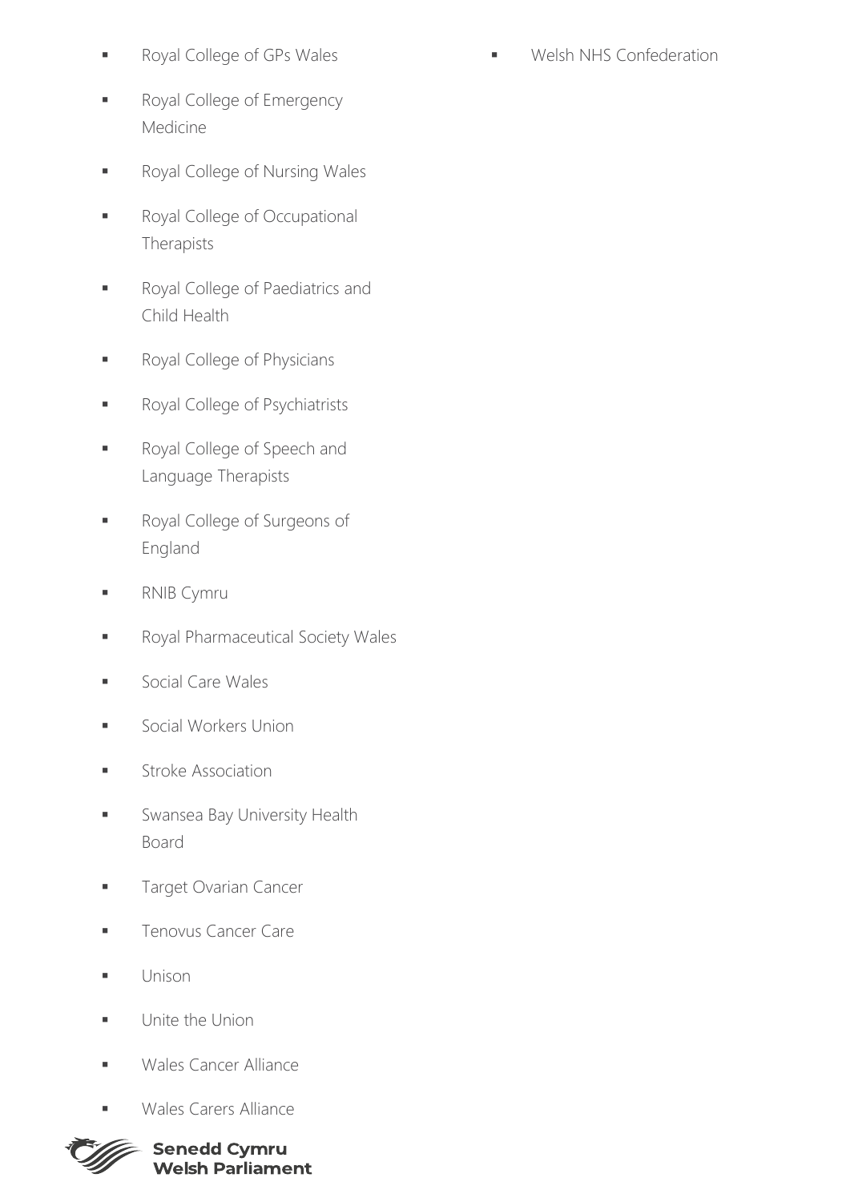- Royal College of GPs Wales
- Royal College of Emergency Medicine
- Royal College of Nursing Wales
- Royal College of Occupational Therapists
- Royal College of Paediatrics and Child Health
- Royal College of Physicians
- Royal College of Psychiatrists
- Royal College of Speech and Language Therapists
- Royal College of Surgeons of England
- RNIB Cymru
- Royal Pharmaceutical Society Wales
- Social Care Wales
- Social Workers Union
- Stroke Association
- Swansea Bay University Health Board
- Target Ovarian Cancer
- Tenovus Cancer Care
- Unison
- Unite the Union
- Wales Cancer Alliance
- Wales Carers Alliance
- Welsh NHS Confederation